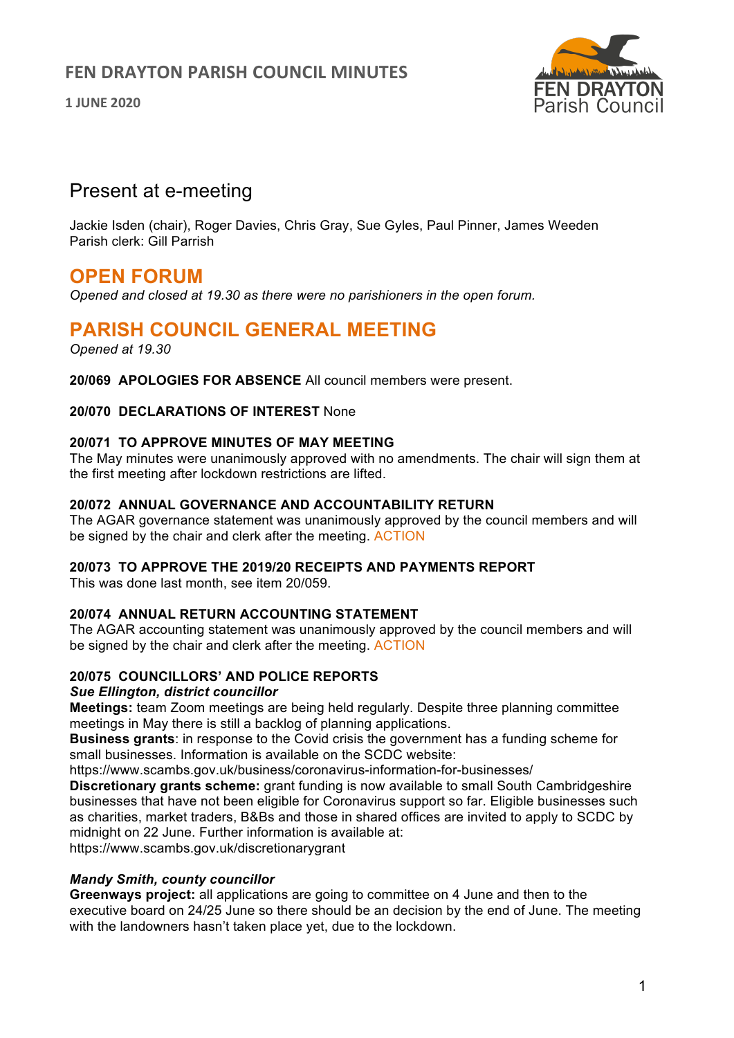# FEN DRAYTON PARISH COUNCIL MINUTES

**1 JUNE 2020**

## Present at e-meeting

Jackie Isden (chair), Roger Davies, Chris Gray, Sue Gyles, Paul Pinner, James Weeden
Parish clerk: Gill Parrish

## OPEN FORUM

*Opened and closed at 19.30 as there were no parishioners in the open forum.*

## PARISH COUNCIL GENERAL MEETING

*Opened at 19.30*

**20/069 APOLOGIES FOR ABSENCE** All council members were present.

**20/070 DECLARATIONS OF INTEREST** None

**20/071 TO APPROVE MINUTES OF MAY MEETING**
The May minutes were unanimously approved with no amendments. The chair will sign them at the first meeting after lockdown restrictions are lifted.

**20/072 ANNUAL GOVERNANCE AND ACCOUNTABILITY RETURN**
The AGAR governance statement was unanimously approved by the council members and will be signed by the chair and clerk after the meeting. ACTION

**20/073 TO APPROVE THE 2019/20 RECEIPTS AND PAYMENTS REPORT**
This was done last month, see item 20/059.

**20/074 ANNUAL RETURN ACCOUNTING STATEMENT**
The AGAR accounting statement was unanimously approved by the council members and will be signed by the chair and clerk after the meeting. ACTION

**20/075 COUNCILLORS' AND POLICE REPORTS**

***Sue Ellington, district councillor***

**Meetings:** team Zoom meetings are being held regularly. Despite three planning committee meetings in May there is still a backlog of planning applications.
**Business grants**: in response to the Covid crisis the government has a funding scheme for small businesses. Information is available on the SCDC website:
https://www.scambs.gov.uk/business/coronavirus-information-for-businesses/
**Discretionary grants scheme:** grant funding is now available to small South Cambridgeshire businesses that have not been eligible for Coronavirus support so far. Eligible businesses such as charities, market traders, B&Bs and those in shared offices are invited to apply to SCDC by midnight on 22 June. Further information is available at:
https://www.scambs.gov.uk/discretionarygrant

***Mandy Smith, county councillor***

**Greenways project:** all applications are going to committee on 4 June and then to the executive board on 24/25 June so there should be an decision by the end of June. The meeting with the landowners hasn't taken place yet, due to the lockdown.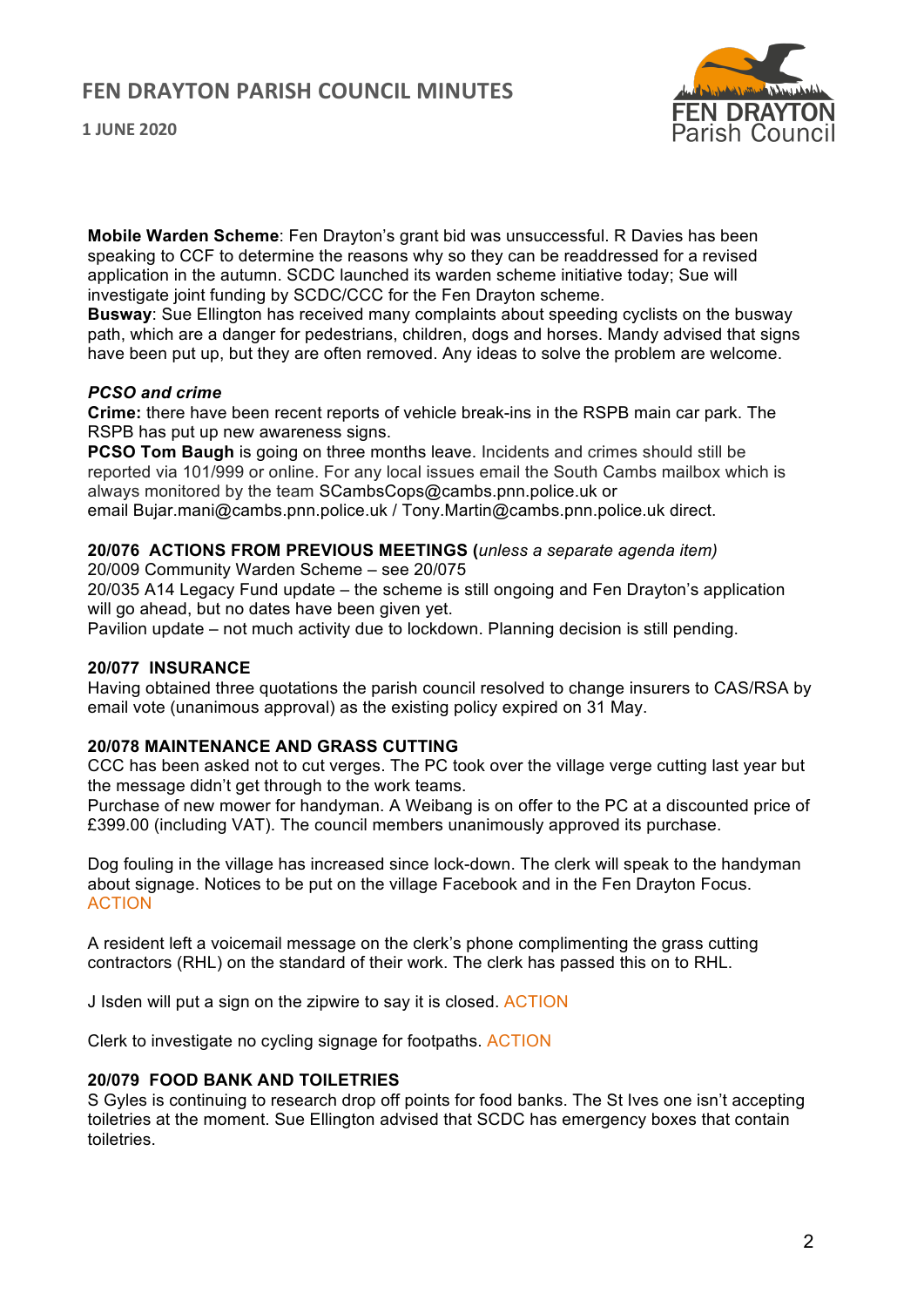**Mobile Warden Scheme**: Fen Drayton's grant bid was unsuccessful. R Davies has been speaking to CCF to determine the reasons why so they can be readdressed for a revised application in the autumn. SCDC launched its warden scheme initiative today; Sue will investigate joint funding by SCDC/CCC for the Fen Drayton scheme.
**Busway**: Sue Ellington has received many complaints about speeding cyclists on the busway path, which are a danger for pedestrians, children, dogs and horses. Mandy advised that signs have been put up, but they are often removed. Any ideas to solve the problem are welcome.

***PCSO and crime***
**Crime:** there have been recent reports of vehicle break-ins in the RSPB main car park. The RSPB has put up new awareness signs.
**PCSO Tom Baugh** is going on three months leave. Incidents and crimes should still be reported via 101/999 or online. For any local issues email the South Cambs mailbox which is always monitored by the team SCambsCops@cambs.pnn.police.uk or email Bujar.mani@cambs.pnn.police.uk / Tony.Martin@cambs.pnn.police.uk direct.

**20/076 ACTIONS FROM PREVIOUS MEETINGS (***unless a separate agenda item)*
20/009 Community Warden Scheme – see 20/075
20/035 A14 Legacy Fund update – the scheme is still ongoing and Fen Drayton's application will go ahead, but no dates have been given yet.
Pavilion update – not much activity due to lockdown. Planning decision is still pending.

**20/077 INSURANCE**
Having obtained three quotations the parish council resolved to change insurers to CAS/RSA by email vote (unanimous approval) as the existing policy expired on 31 May.

**20/078 MAINTENANCE AND GRASS CUTTING**
CCC has been asked not to cut verges. The PC took over the village verge cutting last year but the message didn't get through to the work teams.
Purchase of new mower for handyman. A Weibang is on offer to the PC at a discounted price of £399.00 (including VAT). The council members unanimously approved its purchase.

Dog fouling in the village has increased since lock-down. The clerk will speak to the handyman about signage. Notices to be put on the village Facebook and in the Fen Drayton Focus. ACTION

A resident left a voicemail message on the clerk's phone complimenting the grass cutting contractors (RHL) on the standard of their work. The clerk has passed this on to RHL.

J Isden will put a sign on the zipwire to say it is closed. ACTION

Clerk to investigate no cycling signage for footpaths. ACTION

**20/079 FOOD BANK AND TOILETRIES**
S Gyles is continuing to research drop off points for food banks. The St Ives one isn't accepting toiletries at the moment. Sue Ellington advised that SCDC has emergency boxes that contain toiletries.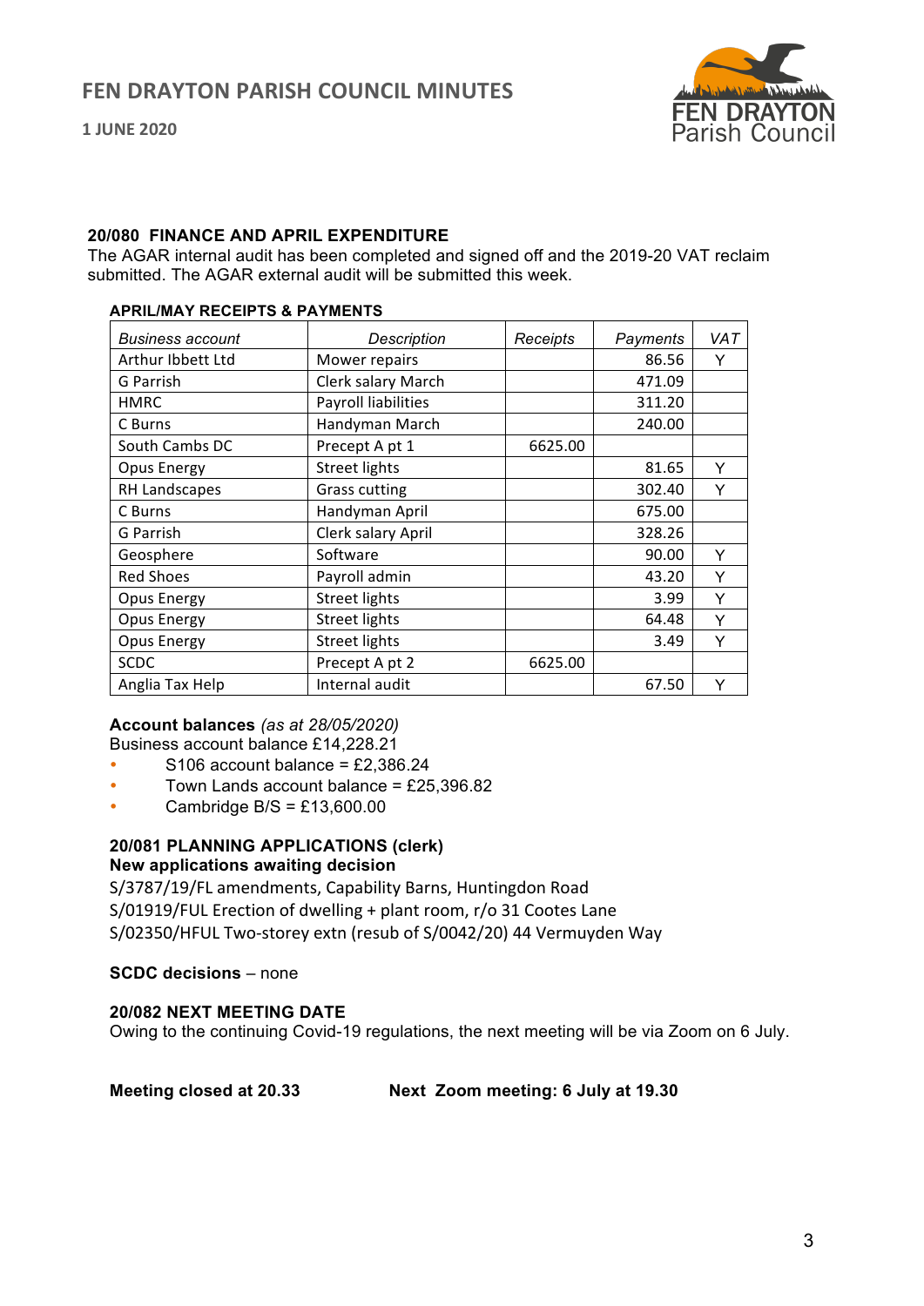### 20/080 FINANCE AND APRIL EXPENDITURE

The AGAR internal audit has been completed and signed off and the 2019-20 VAT reclaim submitted. The AGAR external audit will be submitted this week.

**APRIL/MAY RECEIPTS & PAYMENTS**

| *Business account* | *Description* | *Receipts* | *Payments* | *VAT* |
|---|---|---|---|---|
| Arthur Ibbett Ltd | Mower repairs | | 86.56 | Y |
| G Parrish | Clerk salary March | | 471.09 | |
| HMRC | Payroll liabilities | | 311.20 | |
| C Burns | Handyman March | | 240.00 | |
| South Cambs DC | Precept A pt 1 | 6625.00 | | |
| Opus Energy | Street lights | | 81.65 | Y |
| RH Landscapes | Grass cutting | | 302.40 | Y |
| C Burns | Handyman April | | 675.00 | |
| G Parrish | Clerk salary April | | 328.26 | |
| Geosphere | Software | | 90.00 | Y |
| Red Shoes | Payroll admin | | 43.20 | Y |
| Opus Energy | Street lights | | 3.99 | Y |
| Opus Energy | Street lights | | 64.48 | Y |
| Opus Energy | Street lights | | 3.49 | Y |
| SCDC | Precept A pt 2 | 6625.00 | | |
| Anglia Tax Help | Internal audit | | 67.50 | Y |

**Account balances** *(as at 28/05/2020)*
Business account balance £14,228.21

- S106 account balance = £2,386.24
- Town Lands account balance = £25,396.82
- Cambridge B/S = £13,600.00

### 20/081 PLANNING APPLICATIONS (clerk)

**New applications awaiting decision**

S/3787/19/FL amendments, Capability Barns, Huntingdon Road
S/01919/FUL Erection of dwelling + plant room, r/o 31 Cootes Lane
S/02350/HFUL Two-storey extn (resub of S/0042/20) 44 Vermuyden Way

**SCDC decisions** – none

### 20/082 NEXT MEETING DATE

Owing to the continuing Covid-19 regulations, the next meeting will be via Zoom on 6 July.

**Meeting closed at 20.33** **Next Zoom meeting: 6 July at 19.30**